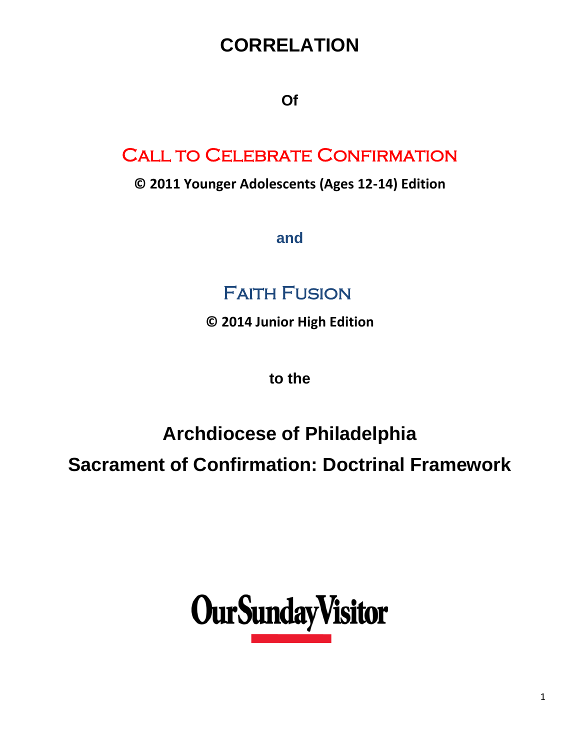# CORRELATION

**Of**

## CALL TO CELEBRATE CONFIRMATION

**© 2011 Younger Adolescents (Ages 12-14) Edition**

**and**

## FAITH FUSION

**© 2014 Junior High Edition**

**to the**

# Archdiocese of Philadelphia

# Sacrament of Confirmation: Doctrinal Framework

OurSundayVisitor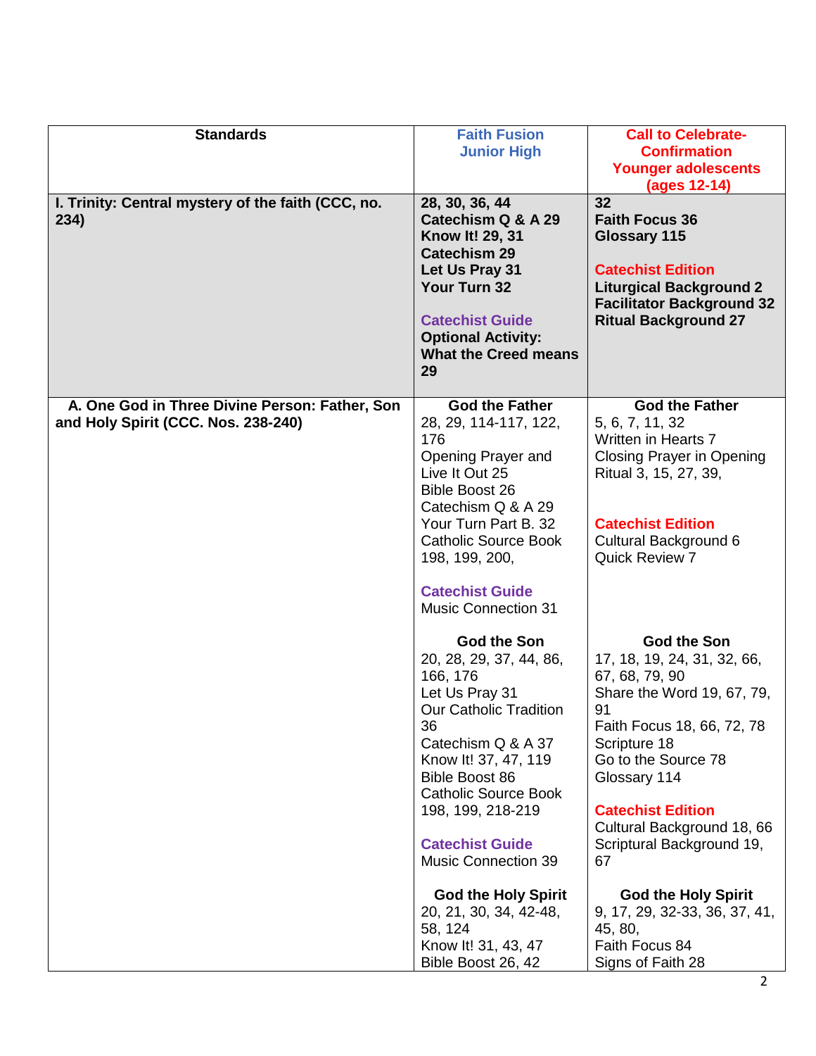| Standards | Faith Fusion Junior High | Call to Celebrate- Confirmation Younger adolescents (ages 12-14) |
|---|---|---|
| **I. Trinity: Central mystery of the faith (CCC, no. 234)** | **28, 30, 36, 44**<br>**Catechism Q & A 29**<br>**Know It! 29, 31**<br>**Catechism 29**<br>**Let Us Pray 31**<br>**Your Turn 32**<br><br>**Catechist Guide**<br>**Optional Activity: What the Creed means 29** | **32**<br>**Faith Focus 36**<br>**Glossary 115**<br><br>**Catechist Edition**<br>**Liturgical Background 2**<br>**Facilitator Background 32**<br>**Ritual Background 27** |
| **A. One God in Three Divine Person: Father, Son and Holy Spirit (CCC. Nos. 238-240)** | **God the Father**<br>28, 29, 114-117, 122, 176<br>Opening Prayer and Live It Out 25<br>Bible Boost 26<br>Catechism Q & A 29<br>Your Turn Part B. 32<br>Catholic Source Book 198, 199, 200,<br><br>**Catechist Guide**<br>Music Connection 31<br><br>**God the Son**<br>20, 28, 29, 37, 44, 86, 166, 176<br>Let Us Pray 31<br>Our Catholic Tradition 36<br>Catechism Q & A 37<br>Know It! 37, 47, 119<br>Bible Boost 86<br>Catholic Source Book 198, 199, 218-219<br><br>**Catechist Guide**<br>Music Connection 39<br><br>**God the Holy Spirit**<br>20, 21, 30, 34, 42-48, 58, 124<br>Know It! 31, 43, 47<br>Bible Boost 26, 42 | **God the Father**<br>5, 6, 7, 11, 32<br>Written in Hearts 7<br>Closing Prayer in Opening Ritual 3, 15, 27, 39,<br><br>**Catechist Edition**<br>Cultural Background 6<br>Quick Review 7<br><br>**God the Son**<br>17, 18, 19, 24, 31, 32, 66, 67, 68, 79, 90<br>Share the Word 19, 67, 79, 91<br>Faith Focus 18, 66, 72, 78<br>Scripture 18<br>Go to the Source 78<br>Glossary 114<br><br>**Catechist Edition**<br>Cultural Background 18, 66<br>Scriptural Background 19, 67<br><br>**God the Holy Spirit**<br>9, 17, 29, 32-33, 36, 37, 41, 45, 80,<br>Faith Focus 84<br>Signs of Faith 28 |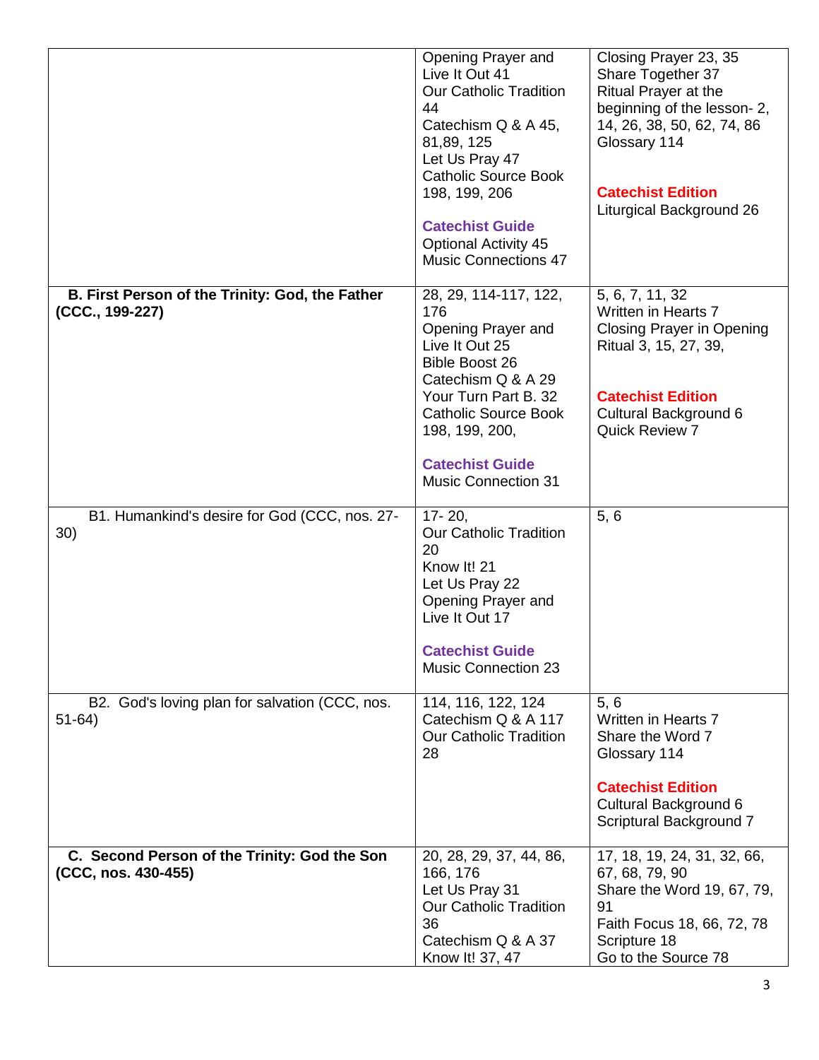| | | |
|---|---|---|
| | Opening Prayer and Live It Out 41<br>Our Catholic Tradition 44<br>Catechism Q & A 45, 81,89, 125<br>Let Us Pray 47<br>Catholic Source Book 198, 199, 206<br><br>**Catechist Guide**<br>Optional Activity 45<br>Music Connections 47 | Closing Prayer 23, 35<br>Share Together 37<br>Ritual Prayer at the beginning of the lesson- 2, 14, 26, 38, 50, 62, 74, 86<br>Glossary 114<br><br>**Catechist Edition**<br>Liturgical Background 26 |
| **B. First Person of the Trinity: God, the Father (CCC., 199-227)** | 28, 29, 114-117, 122, 176<br>Opening Prayer and Live It Out 25<br>Bible Boost 26<br>Catechism Q & A 29<br>Your Turn Part B. 32<br>Catholic Source Book 198, 199, 200,<br><br>**Catechist Guide**<br>Music Connection 31 | 5, 6, 7, 11, 32<br>Written in Hearts 7<br>Closing Prayer in Opening Ritual 3, 15, 27, 39,<br><br>**Catechist Edition**<br>Cultural Background 6<br>Quick Review 7 |
| B1. Humankind's desire for God (CCC, nos. 27-30) | 17- 20,<br>Our Catholic Tradition 20<br>Know It! 21<br>Let Us Pray 22<br>Opening Prayer and Live It Out 17<br><br>**Catechist Guide**<br>Music Connection 23 | 5, 6 |
| B2. God's loving plan for salvation (CCC, nos. 51-64) | 114, 116, 122, 124<br>Catechism Q & A 117<br>Our Catholic Tradition 28 | 5, 6<br>Written in Hearts 7<br>Share the Word 7<br>Glossary 114<br><br>**Catechist Edition**<br>Cultural Background 6<br>Scriptural Background 7 |
| **C. Second Person of the Trinity: God the Son (CCC, nos. 430-455)** | 20, 28, 29, 37, 44, 86, 166, 176<br>Let Us Pray 31<br>Our Catholic Tradition 36<br>Catechism Q & A 37<br>Know It! 37, 47 | 17, 18, 19, 24, 31, 32, 66, 67, 68, 79, 90<br>Share the Word 19, 67, 79, 91<br>Faith Focus 18, 66, 72, 78<br>Scripture 18<br>Go to the Source 78 |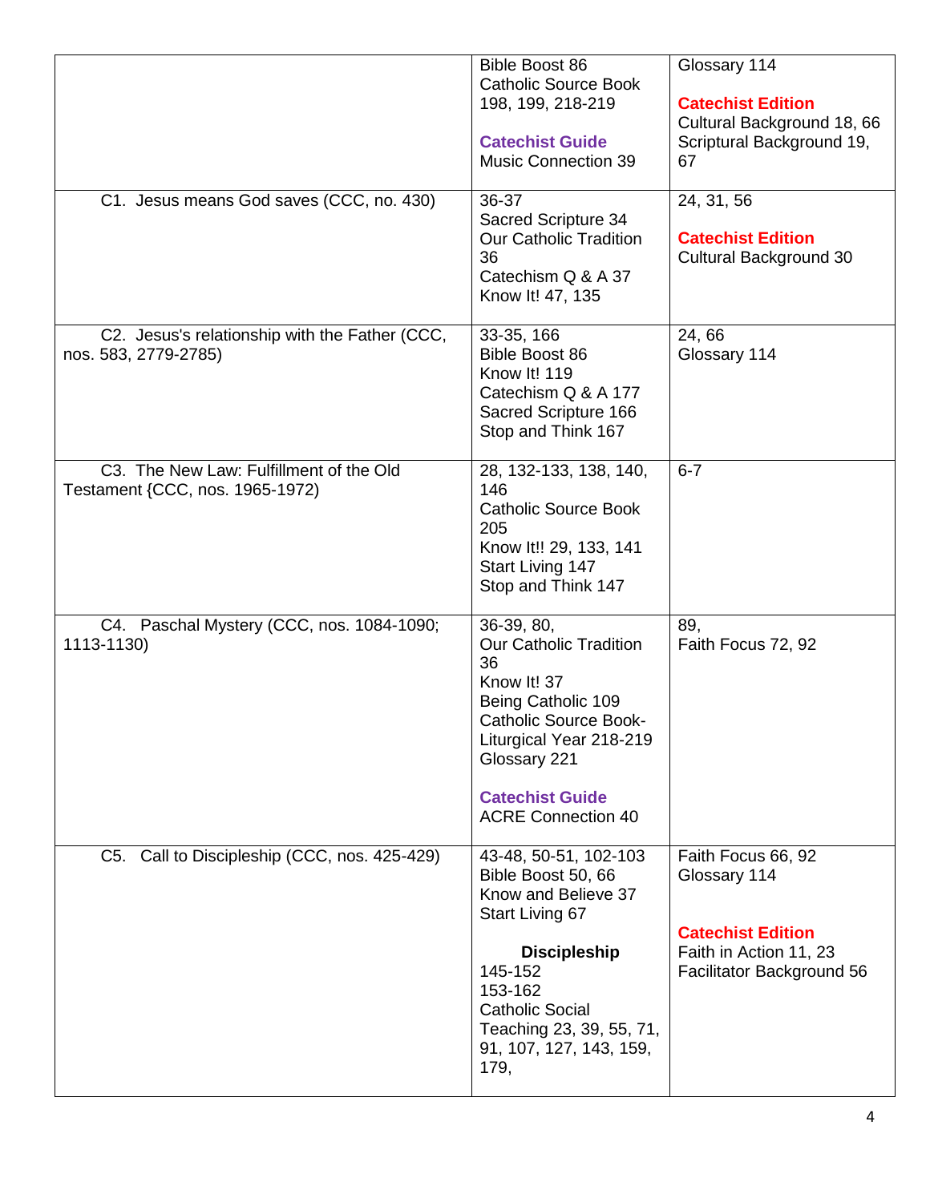| | | |
|---|---|---|
| | Bible Boost 86<br>Catholic Source Book 198, 199, 218-219<br><br>**Catechist Guide**<br>Music Connection 39 | Glossary 114<br><br>**Catechist Edition**<br>Cultural Background 18, 66<br>Scriptural Background 19, 67 |
| C1. Jesus means God saves (CCC, no. 430) | 36-37<br>Sacred Scripture 34<br>Our Catholic Tradition 36<br>Catechism Q & A 37<br>Know It! 47, 135 | 24, 31, 56<br><br>**Catechist Edition**<br>Cultural Background 30 |
| C2. Jesus's relationship with the Father (CCC, nos. 583, 2779-2785) | 33-35, 166<br>Bible Boost 86<br>Know It! 119<br>Catechism Q & A 177<br>Sacred Scripture 166<br>Stop and Think 167 | 24, 66<br>Glossary 114 |
| C3. The New Law: Fulfillment of the Old Testament {CCC, nos. 1965-1972) | 28, 132-133, 138, 140, 146<br>Catholic Source Book 205<br>Know It!! 29, 133, 141<br>Start Living 147<br>Stop and Think 147 | 6-7 |
| C4. Paschal Mystery (CCC, nos. 1084-1090; 1113-1130) | 36-39, 80,<br>Our Catholic Tradition 36<br>Know It! 37<br>Being Catholic 109<br>Catholic Source Book-Liturgical Year 218-219<br>Glossary 221<br><br>**Catechist Guide**<br>ACRE Connection 40 | 89,<br>Faith Focus 72, 92 |
| C5. Call to Discipleship (CCC, nos. 425-429) | 43-48, 50-51, 102-103<br>Bible Boost 50, 66<br>Know and Believe 37<br>Start Living 67<br><br>**Discipleship**<br>145-152<br>153-162<br>Catholic Social Teaching 23, 39, 55, 71, 91, 107, 127, 143, 159, 179, | Faith Focus 66, 92<br>Glossary 114<br><br>**Catechist Edition**<br>Faith in Action 11, 23<br>Facilitator Background 56 |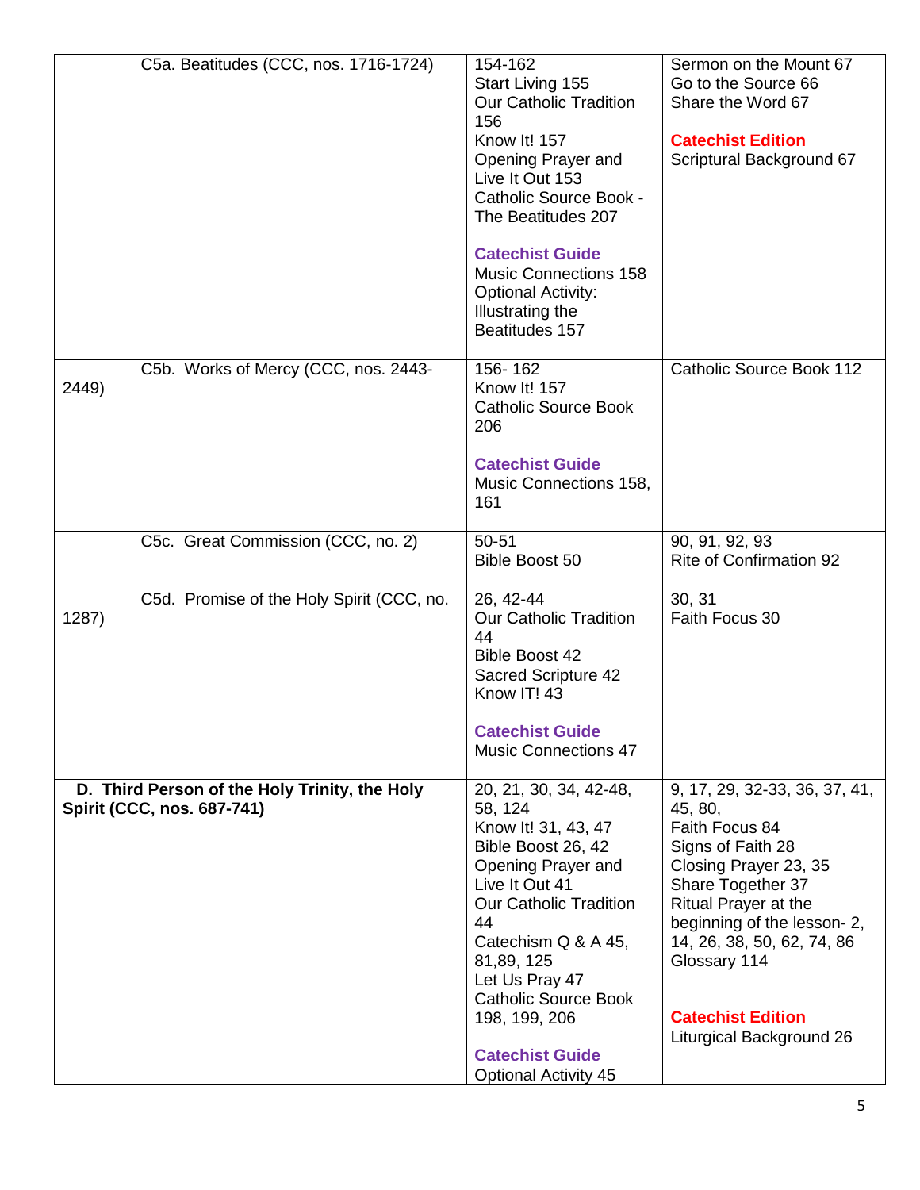| | | |
|---|---|---|
| C5a. Beatitudes (CCC, nos. 1716-1724) | 154-162<br>Start Living 155<br>Our Catholic Tradition 156<br>Know It! 157<br>Opening Prayer and Live It Out 153<br>Catholic Source Book - The Beatitudes 207<br><br>**Catechist Guide**<br>Music Connections 158<br>Optional Activity: Illustrating the Beatitudes 157 | Sermon on the Mount 67<br>Go to the Source 66<br>Share the Word 67<br><br>**Catechist Edition**<br>Scriptural Background 67 |
| C5b. Works of Mercy (CCC, nos. 2443-2449) | 156- 162<br>Know It! 157<br>Catholic Source Book 206<br><br>**Catechist Guide**<br>Music Connections 158, 161 | Catholic Source Book 112 |
| C5c. Great Commission (CCC, no. 2) | 50-51<br>Bible Boost 50 | 90, 91, 92, 93<br>Rite of Confirmation 92 |
| C5d. Promise of the Holy Spirit (CCC, no. 1287) | 26, 42-44<br>Our Catholic Tradition 44<br>Bible Boost 42<br>Sacred Scripture 42<br>Know IT! 43<br><br>**Catechist Guide**<br>Music Connections 47 | 30, 31<br>Faith Focus 30 |
| **D. Third Person of the Holy Trinity, the Holy Spirit (CCC, nos. 687-741)** | 20, 21, 30, 34, 42-48, 58, 124<br>Know It! 31, 43, 47<br>Bible Boost 26, 42<br>Opening Prayer and Live It Out 41<br>Our Catholic Tradition 44<br>Catechism Q & A 45, 81,89, 125<br>Let Us Pray 47<br>Catholic Source Book 198, 199, 206<br><br>**Catechist Guide**<br>Optional Activity 45 | 9, 17, 29, 32-33, 36, 37, 41, 45, 80,<br>Faith Focus 84<br>Signs of Faith 28<br>Closing Prayer 23, 35<br>Share Together 37<br>Ritual Prayer at the beginning of the lesson- 2, 14, 26, 38, 50, 62, 74, 86<br>Glossary 114<br><br>**Catechist Edition**<br>Liturgical Background 26 |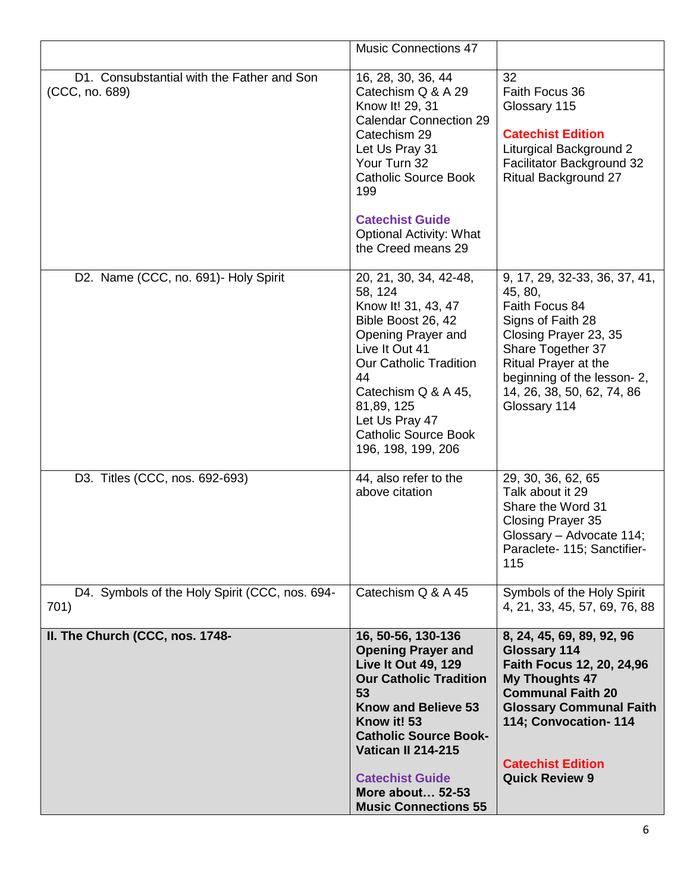| | | |
|---|---|---|
| | Music Connections 47 | |
| D1. Consubstantial with the Father and Son (CCC, no. 689) | 16, 28, 30, 36, 44<br>Catechism Q & A 29<br>Know It! 29, 31<br>Calendar Connection 29<br>Catechism 29<br>Let Us Pray 31<br>Your Turn 32<br>Catholic Source Book 199<br><br>**Catechist Guide**<br>Optional Activity: What the Creed means 29 | 32<br>Faith Focus 36<br>Glossary 115<br><br>**Catechist Edition**<br>Liturgical Background 2<br>Facilitator Background 32<br>Ritual Background 27 |
| D2. Name (CCC, no. 691)- Holy Spirit | 20, 21, 30, 34, 42-48, 58, 124<br>Know It! 31, 43, 47<br>Bible Boost 26, 42<br>Opening Prayer and Live It Out 41<br>Our Catholic Tradition 44<br>Catechism Q & A 45, 81,89, 125<br>Let Us Pray 47<br>Catholic Source Book 196, 198, 199, 206 | 9, 17, 29, 32-33, 36, 37, 41, 45, 80,<br>Faith Focus 84<br>Signs of Faith 28<br>Closing Prayer 23, 35<br>Share Together 37<br>Ritual Prayer at the beginning of the lesson- 2, 14, 26, 38, 50, 62, 74, 86<br>Glossary 114 |
| D3. Titles (CCC, nos. 692-693) | 44, also refer to the above citation | 29, 30, 36, 62, 65<br>Talk about it 29<br>Share the Word 31<br>Closing Prayer 35<br>Glossary – Advocate 114; Paraclete- 115; Sanctifier- 115 |
| D4. Symbols of the Holy Spirit (CCC, nos. 694-701) | Catechism Q & A 45 | Symbols of the Holy Spirit 4, 21, 33, 45, 57, 69, 76, 88 |
| **II. The Church (CCC, nos. 1748-** | **16, 50-56, 130-136**<br>**Opening Prayer and Live It Out 49, 129**<br>**Our Catholic Tradition 53**<br>**Know and Believe 53**<br>**Know it! 53**<br>**Catholic Source Book- Vatican II 214-215**<br><br>**Catechist Guide**<br>**More about… 52-53**<br>**Music Connections 55** | **8, 24, 45, 69, 89, 92, 96**<br>**Glossary 114**<br>**Faith Focus 12, 20, 24,96**<br>**My Thoughts 47**<br>**Communal Faith 20**<br>**Glossary Communal Faith 114; Convocation- 114**<br><br>**Catechist Edition**<br>**Quick Review 9** |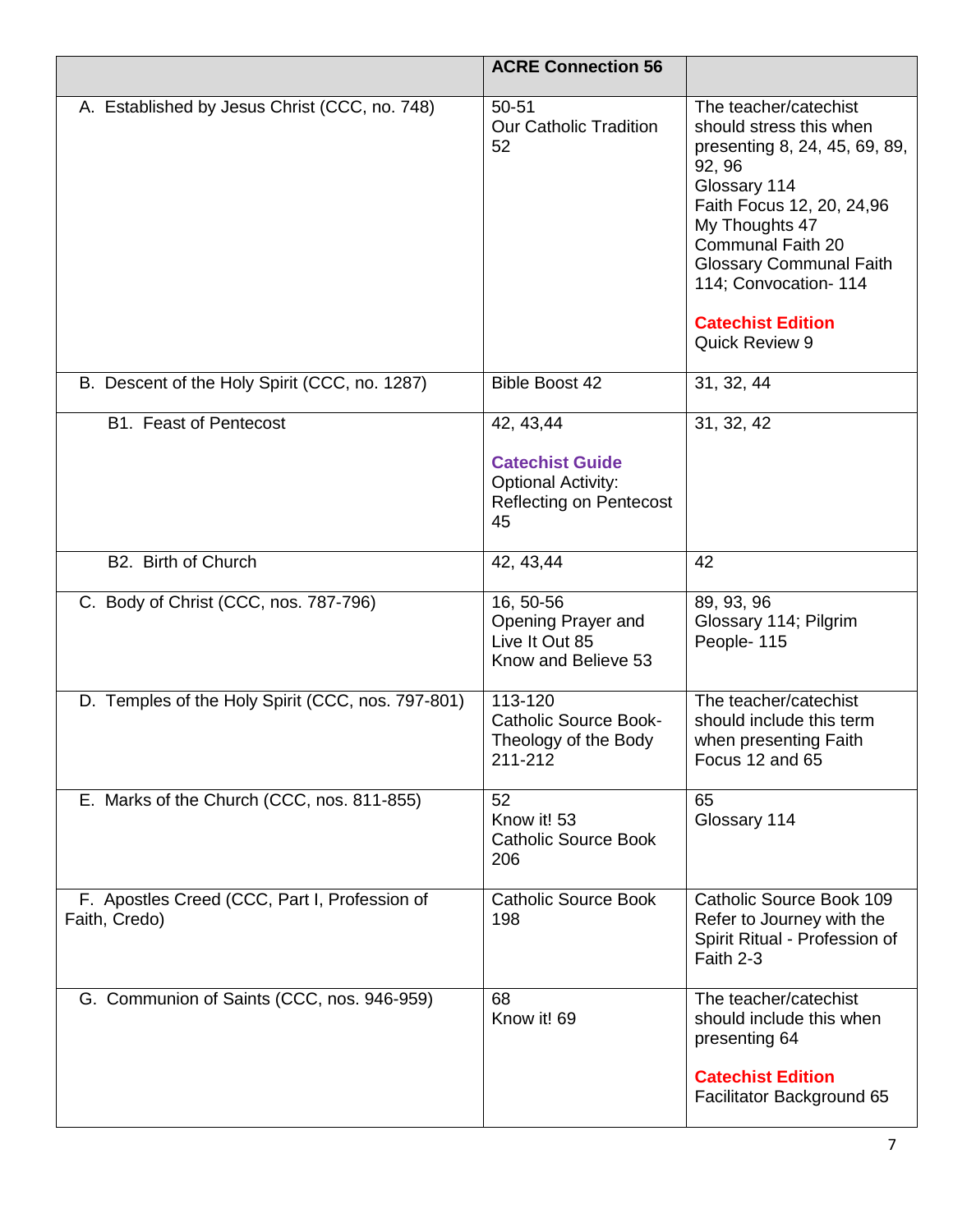| | ACRE Connection 56 | |
|---|---|---|
| A. Established by Jesus Christ (CCC, no. 748) | 50-51<br>Our Catholic Tradition 52 | The teacher/catechist should stress this when presenting 8, 24, 45, 69, 89, 92, 96<br>Glossary 114<br>Faith Focus 12, 20, 24,96<br>My Thoughts 47<br>Communal Faith 20<br>Glossary Communal Faith 114; Convocation- 114<br><br>**Catechist Edition**<br>Quick Review 9 |
| B. Descent of the Holy Spirit (CCC, no. 1287) | Bible Boost 42 | 31, 32, 44 |
| B1. Feast of Pentecost | 42, 43,44<br><br>**Catechist Guide**<br>Optional Activity: Reflecting on Pentecost 45 | 31, 32, 42 |
| B2. Birth of Church | 42, 43,44 | 42 |
| C. Body of Christ (CCC, nos. 787-796) | 16, 50-56<br>Opening Prayer and Live It Out 85<br>Know and Believe 53 | 89, 93, 96<br>Glossary 114; Pilgrim People- 115 |
| D. Temples of the Holy Spirit (CCC, nos. 797-801) | 113-120<br>Catholic Source Book- Theology of the Body 211-212 | The teacher/catechist should include this term when presenting Faith Focus 12 and 65 |
| E. Marks of the Church (CCC, nos. 811-855) | 52<br>Know it! 53<br>Catholic Source Book 206 | 65<br>Glossary 114 |
| F. Apostles Creed (CCC, Part I, Profession of Faith, Credo) | Catholic Source Book 198 | Catholic Source Book 109<br>Refer to Journey with the Spirit Ritual - Profession of Faith 2-3 |
| G. Communion of Saints (CCC, nos. 946-959) | 68<br>Know it! 69 | The teacher/catechist should include this when presenting 64<br><br>**Catechist Edition**<br>Facilitator Background 65 |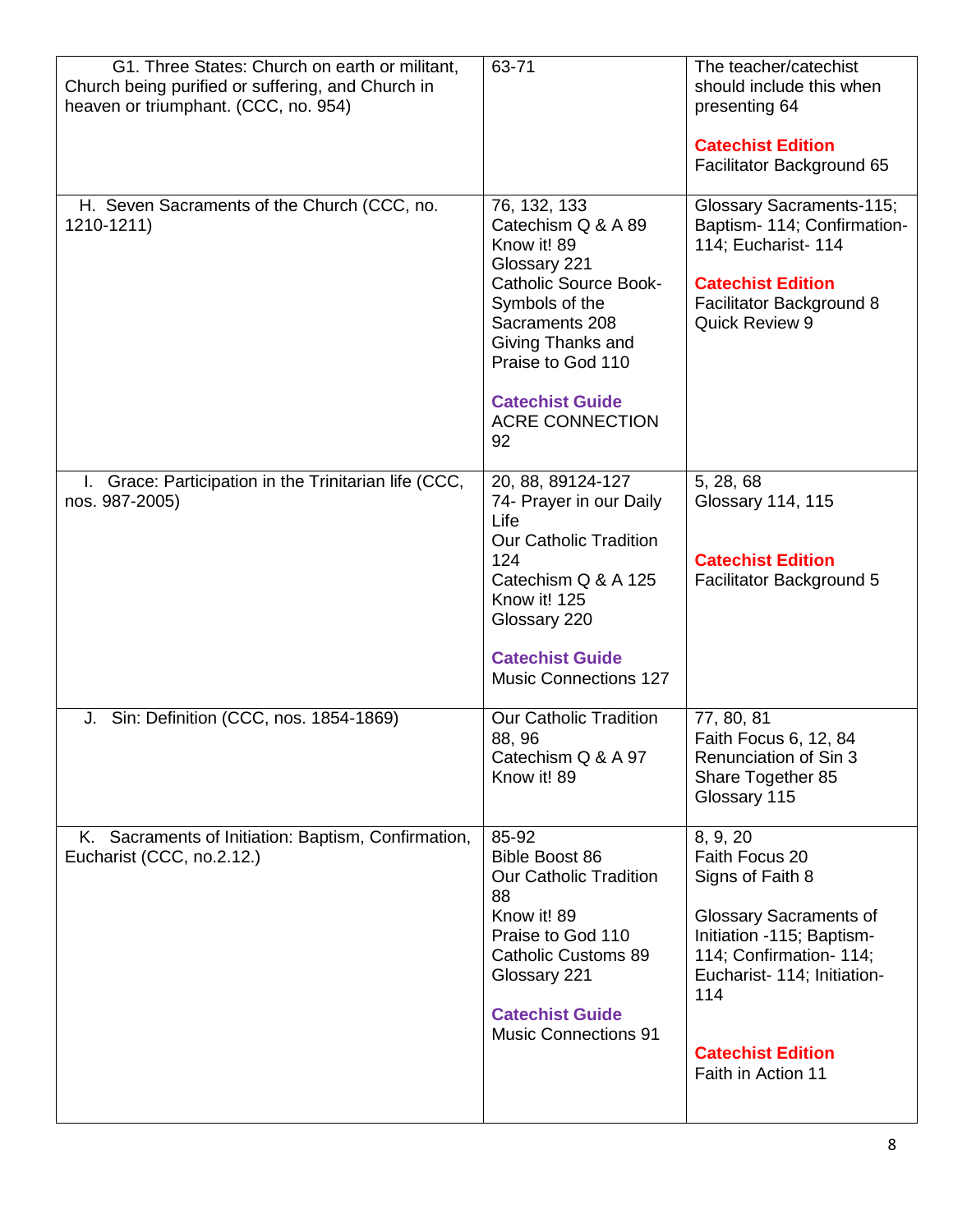| | | |
|---|---|---|
| G1. Three States: Church on earth or militant, Church being purified or suffering, and Church in heaven or triumphant. (CCC, no. 954) | 63-71 | The teacher/catechist should include this when presenting 64<br><br>**Catechist Edition**<br>Facilitator Background 65 |
| H. Seven Sacraments of the Church (CCC, no. 1210-1211) | 76, 132, 133<br>Catechism Q & A 89<br>Know it! 89<br>Glossary 221<br>Catholic Source Book- Symbols of the Sacraments 208<br>Giving Thanks and Praise to God 110<br><br>**Catechist Guide**<br>ACRE CONNECTION 92 | Glossary Sacraments-115; Baptism- 114; Confirmation- 114; Eucharist- 114<br><br>**Catechist Edition**<br>Facilitator Background 8<br>Quick Review 9 |
| I. Grace: Participation in the Trinitarian life (CCC, nos. 987-2005) | 20, 88, 89124-127<br>74- Prayer in our Daily Life<br>Our Catholic Tradition 124<br>Catechism Q & A 125<br>Know it! 125<br>Glossary 220<br><br>**Catechist Guide**<br>Music Connections 127 | 5, 28, 68<br>Glossary 114, 115<br><br>**Catechist Edition**<br>Facilitator Background 5 |
| J. Sin: Definition (CCC, nos. 1854-1869) | Our Catholic Tradition 88, 96<br>Catechism Q & A 97<br>Know it! 89 | 77, 80, 81<br>Faith Focus 6, 12, 84<br>Renunciation of Sin 3<br>Share Together 85<br>Glossary 115 |
| K. Sacraments of Initiation: Baptism, Confirmation, Eucharist (CCC, no.2.12.) | 85-92<br>Bible Boost 86<br>Our Catholic Tradition 88<br>Know it! 89<br>Praise to God 110<br>Catholic Customs 89<br>Glossary 221<br><br>**Catechist Guide**<br>Music Connections 91 | 8, 9, 20<br>Faith Focus 20<br>Signs of Faith 8<br><br>Glossary Sacraments of Initiation -115; Baptism- 114; Confirmation- 114; Eucharist- 114; Initiation- 114<br><br>**Catechist Edition**<br>Faith in Action 11 |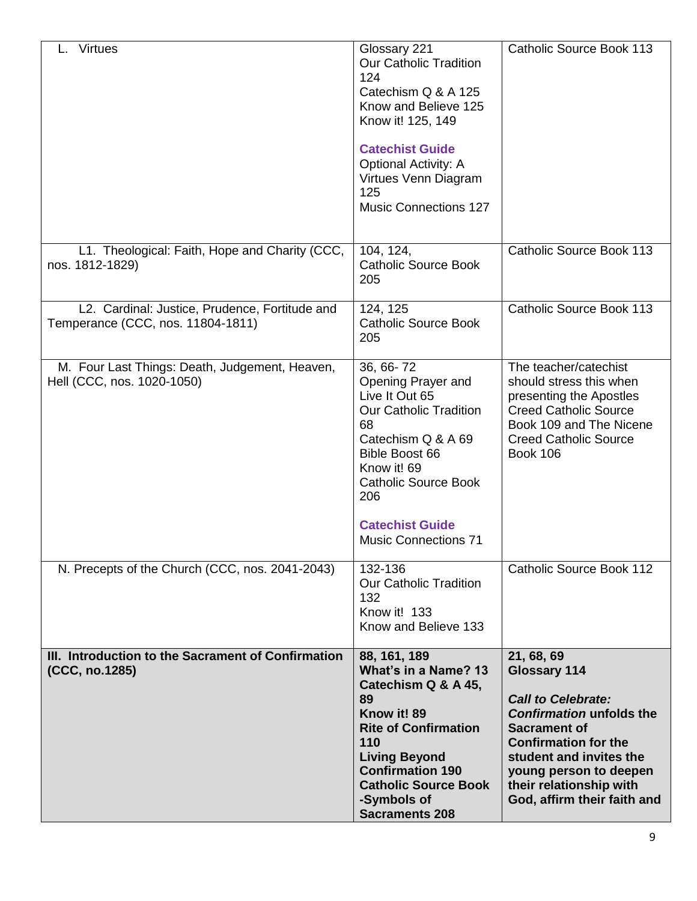| | | |
|---|---|---|
| L. Virtues | Glossary 221<br>Our Catholic Tradition 124<br>Catechism Q & A 125<br>Know and Believe 125<br>Know it! 125, 149<br><br>**Catechist Guide**<br>Optional Activity: A Virtues Venn Diagram 125<br>Music Connections 127 | Catholic Source Book 113 |
| L1. Theological: Faith, Hope and Charity (CCC, nos. 1812-1829) | 104, 124,<br>Catholic Source Book 205 | Catholic Source Book 113 |
| L2. Cardinal: Justice, Prudence, Fortitude and Temperance (CCC, nos. 11804-1811) | 124, 125<br>Catholic Source Book 205 | Catholic Source Book 113 |
| M. Four Last Things: Death, Judgement, Heaven, Hell (CCC, nos. 1020-1050) | 36, 66- 72<br>Opening Prayer and Live It Out 65<br>Our Catholic Tradition 68<br>Catechism Q & A 69<br>Bible Boost 66<br>Know it! 69<br>Catholic Source Book 206<br><br>**Catechist Guide**<br>Music Connections 71 | The teacher/catechist should stress this when presenting the Apostles Creed Catholic Source Book 109 and The Nicene Creed Catholic Source Book 106 |
| N. Precepts of the Church (CCC, nos. 2041-2043) | 132-136<br>Our Catholic Tradition 132<br>Know it! 133<br>Know and Believe 133 | Catholic Source Book 112 |
| **III. Introduction to the Sacrament of Confirmation (CCC, no.1285)** | **88, 161, 189**<br>**What's in a Name? 13**<br>**Catechism Q & A 45, 89**<br>**Know it! 89**<br>**Rite of Confirmation 110**<br>**Living Beyond Confirmation 190**<br>**Catholic Source Book -Symbols of Sacraments 208** | **21, 68, 69**<br>**Glossary 114**<br><br>***Call to Celebrate: Confirmation*** **unfolds the Sacrament of Confirmation for the student and invites the young person to deepen their relationship with God, affirm their faith and** |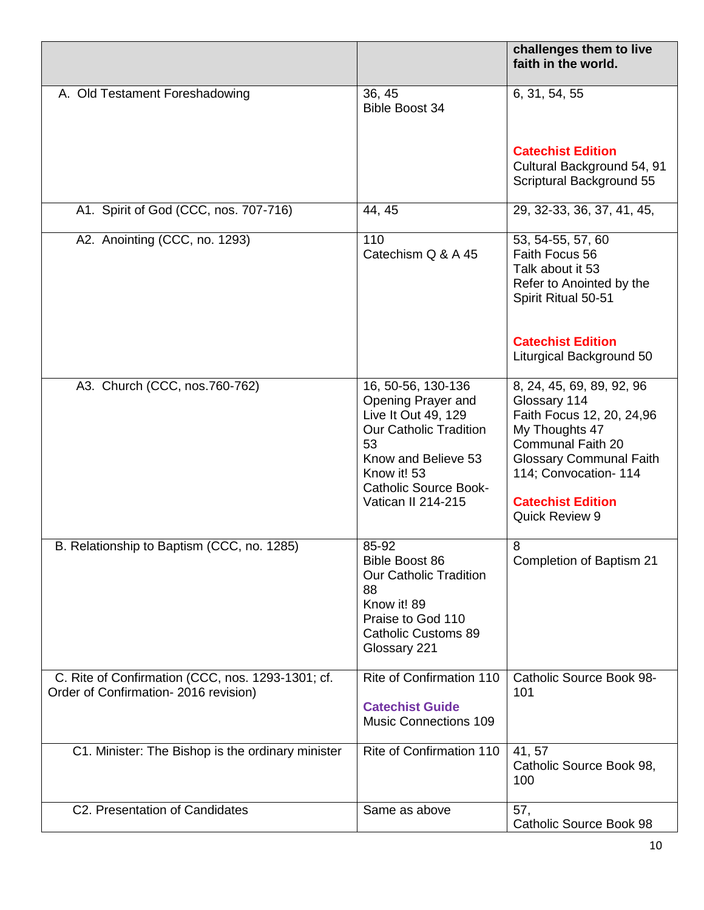| | | challenges them to live faith in the world. |
|---|---|---|
| A. Old Testament Foreshadowing | 36, 45<br>Bible Boost 34 | 6, 31, 54, 55<br><br>**Catechist Edition**<br>Cultural Background 54, 91<br>Scriptural Background 55 |
| A1. Spirit of God (CCC, nos. 707-716) | 44, 45 | 29, 32-33, 36, 37, 41, 45, |
| A2. Anointing (CCC, no. 1293) | 110<br>Catechism Q & A 45 | 53, 54-55, 57, 60<br>Faith Focus 56<br>Talk about it 53<br>Refer to Anointed by the Spirit Ritual 50-51<br><br>**Catechist Edition**<br>Liturgical Background 50 |
| A3. Church (CCC, nos.760-762) | 16, 50-56, 130-136<br>Opening Prayer and Live It Out 49, 129<br>Our Catholic Tradition 53<br>Know and Believe 53<br>Know it! 53<br>Catholic Source Book-Vatican II 214-215 | 8, 24, 45, 69, 89, 92, 96<br>Glossary 114<br>Faith Focus 12, 20, 24,96<br>My Thoughts 47<br>Communal Faith 20<br>Glossary Communal Faith 114; Convocation- 114<br><br>**Catechist Edition**<br>Quick Review 9 |
| B. Relationship to Baptism (CCC, no. 1285) | 85-92<br>Bible Boost 86<br>Our Catholic Tradition 88<br>Know it! 89<br>Praise to God 110<br>Catholic Customs 89<br>Glossary 221 | 8<br>Completion of Baptism 21 |
| C. Rite of Confirmation (CCC, nos. 1293-1301; cf. Order of Confirmation- 2016 revision) | Rite of Confirmation 110<br><br>**Catechist Guide**<br>Music Connections 109 | Catholic Source Book 98-101 |
| C1. Minister: The Bishop is the ordinary minister | Rite of Confirmation 110 | 41, 57<br>Catholic Source Book 98, 100 |
| C2. Presentation of Candidates | Same as above | 57,<br>Catholic Source Book 98 |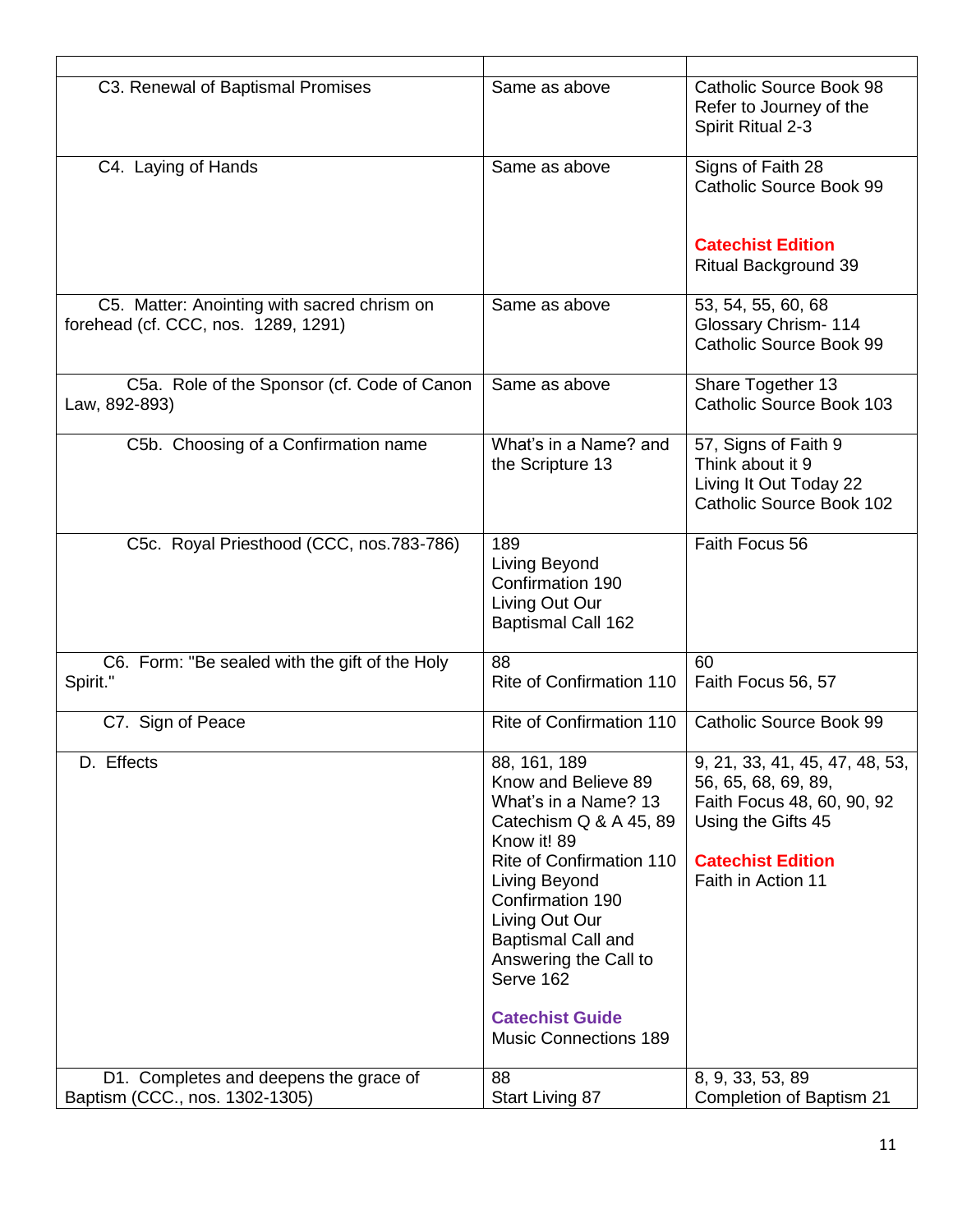| | | |
|---|---|---|
| C3. Renewal of Baptismal Promises | Same as above | Catholic Source Book 98<br>Refer to Journey of the Spirit Ritual 2-3 |
| C4. Laying of Hands | Same as above | Signs of Faith 28<br>Catholic Source Book 99<br><br>**Catechist Edition**<br>Ritual Background 39 |
| C5. Matter: Anointing with sacred chrism on forehead (cf. CCC, nos. 1289, 1291) | Same as above | 53, 54, 55, 60, 68<br>Glossary Chrism- 114<br>Catholic Source Book 99 |
| C5a. Role of the Sponsor (cf. Code of Canon Law, 892-893) | Same as above | Share Together 13<br>Catholic Source Book 103 |
| C5b. Choosing of a Confirmation name | What's in a Name? and the Scripture 13 | 57, Signs of Faith 9<br>Think about it 9<br>Living It Out Today 22<br>Catholic Source Book 102 |
| C5c. Royal Priesthood (CCC, nos.783-786) | 189<br>Living Beyond Confirmation 190<br>Living Out Our Baptismal Call 162 | Faith Focus 56 |
| C6. Form: "Be sealed with the gift of the Holy Spirit." | 88<br>Rite of Confirmation 110 | 60<br>Faith Focus 56, 57 |
| C7. Sign of Peace | Rite of Confirmation 110 | Catholic Source Book 99 |
| D. Effects | 88, 161, 189<br>Know and Believe 89<br>What's in a Name? 13<br>Catechism Q & A 45, 89<br>Know it! 89<br>Rite of Confirmation 110<br>Living Beyond Confirmation 190<br>Living Out Our Baptismal Call and Answering the Call to Serve 162<br><br>**Catechist Guide**<br>Music Connections 189 | 9, 21, 33, 41, 45, 47, 48, 53, 56, 65, 68, 69, 89,<br>Faith Focus 48, 60, 90, 92<br>Using the Gifts 45<br><br>**Catechist Edition**<br>Faith in Action 11 |
| D1. Completes and deepens the grace of Baptism (CCC., nos. 1302-1305) | 88<br>Start Living 87 | 8, 9, 33, 53, 89<br>Completion of Baptism 21 |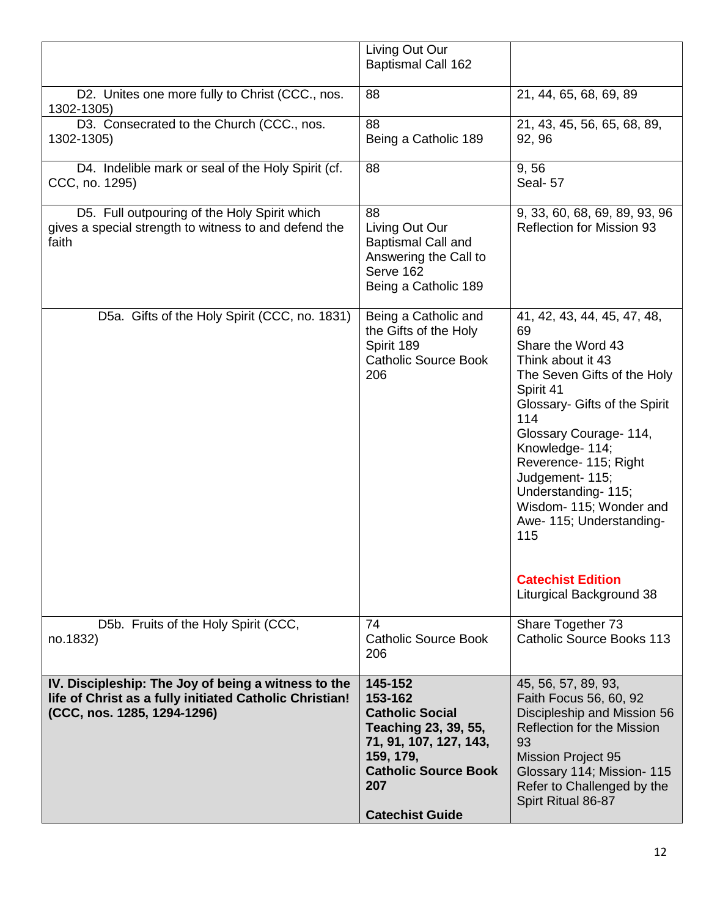| | | |
|---|---|---|
| | Living Out Our Baptismal Call 162 | |
| D2. Unites one more fully to Christ (CCC., nos. 1302-1305) | 88 | 21, 44, 65, 68, 69, 89 |
| D3. Consecrated to the Church (CCC., nos. 1302-1305) | 88<br>Being a Catholic 189 | 21, 43, 45, 56, 65, 68, 89, 92, 96 |
| D4. Indelible mark or seal of the Holy Spirit (cf. CCC, no. 1295) | 88 | 9, 56<br>Seal- 57 |
| D5. Full outpouring of the Holy Spirit which gives a special strength to witness to and defend the faith | 88<br>Living Out Our Baptismal Call and Answering the Call to Serve 162<br>Being a Catholic 189 | 9, 33, 60, 68, 69, 89, 93, 96<br>Reflection for Mission 93 |
| D5a. Gifts of the Holy Spirit (CCC, no. 1831) | Being a Catholic and the Gifts of the Holy Spirit 189<br>Catholic Source Book 206 | 41, 42, 43, 44, 45, 47, 48, 69<br>Share the Word 43<br>Think about it 43<br>The Seven Gifts of the Holy Spirit 41<br>Glossary- Gifts of the Spirit 114<br>Glossary Courage- 114, Knowledge- 114; Reverence- 115; Right Judgement- 115; Understanding- 115; Wisdom- 115; Wonder and Awe- 115; Understanding- 115<br><br>**Catechist Edition**<br>Liturgical Background 38 |
| D5b. Fruits of the Holy Spirit (CCC, no.1832) | 74<br>Catholic Source Book 206 | Share Together 73<br>Catholic Source Books 113 |
| **IV. Discipleship: The Joy of being a witness to the life of Christ as a fully initiated Catholic Christian! (CCC, nos. 1285, 1294-1296)** | **145-152**<br>**153-162**<br>**Catholic Social Teaching 23, 39, 55, 71, 91, 107, 127, 143, 159, 179,**<br>**Catholic Source Book 207**<br><br>**Catechist Guide** | 45, 56, 57, 89, 93,<br>Faith Focus 56, 60, 92<br>Discipleship and Mission 56<br>Reflection for the Mission 93<br>Mission Project 95<br>Glossary 114; Mission- 115<br>Refer to Challenged by the Spirt Ritual 86-87 |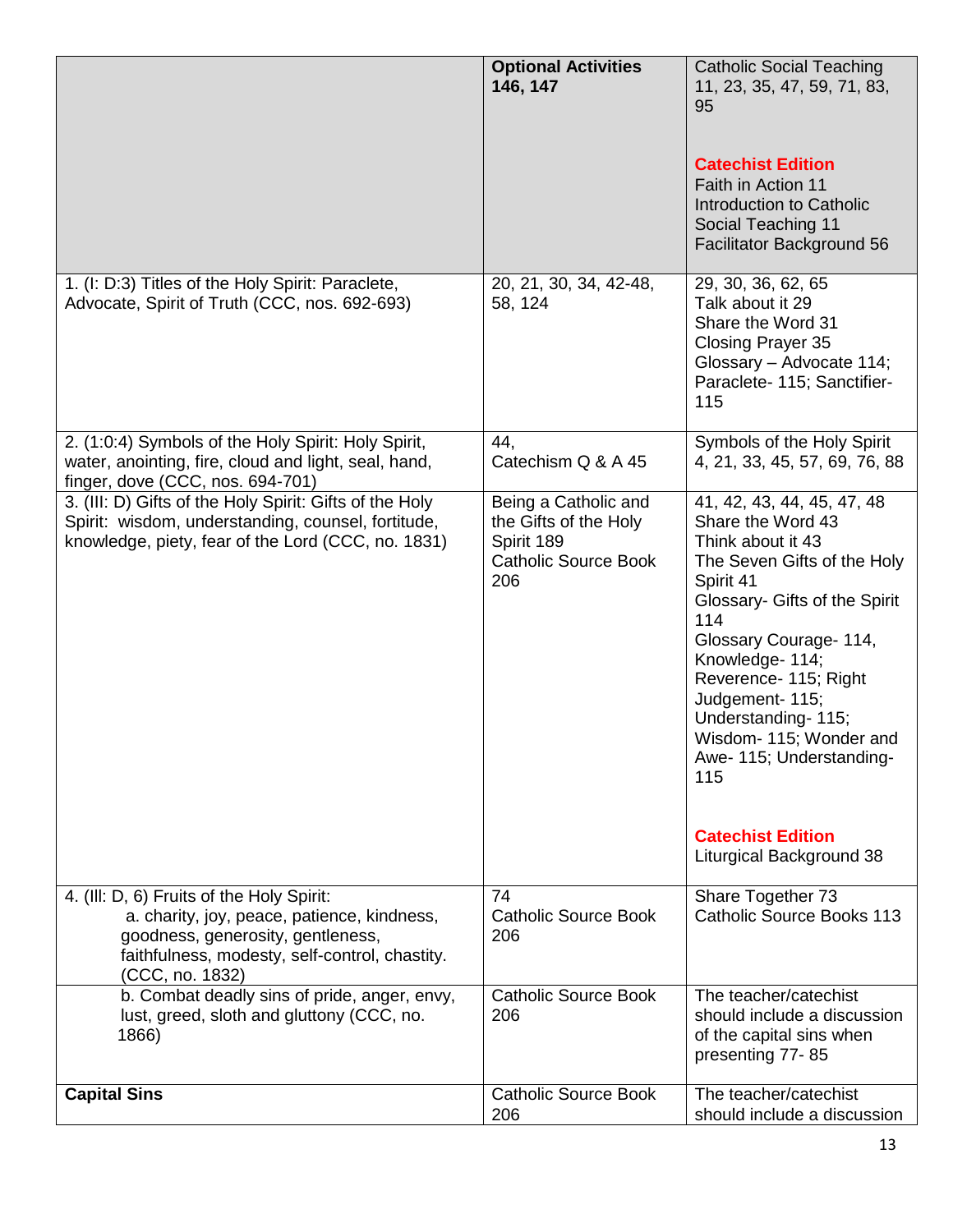| | **Optional Activities 146, 147** | Catholic Social Teaching 11, 23, 35, 47, 59, 71, 83, 95<br><br>**Catechist Edition**<br>Faith in Action 11<br>Introduction to Catholic Social Teaching 11<br>Facilitator Background 56 |
|---|---|---|
| 1. (I: D:3) Titles of the Holy Spirit: Paraclete, Advocate, Spirit of Truth (CCC, nos. 692-693) | 20, 21, 30, 34, 42-48, 58, 124 | 29, 30, 36, 62, 65<br>Talk about it 29<br>Share the Word 31<br>Closing Prayer 35<br>Glossary – Advocate 114; Paraclete- 115; Sanctifier- 115 |
| 2. (1:0:4) Symbols of the Holy Spirit: Holy Spirit, water, anointing, fire, cloud and light, seal, hand, finger, dove (CCC, nos. 694-701) | 44,<br>Catechism Q & A 45 | Symbols of the Holy Spirit 4, 21, 33, 45, 57, 69, 76, 88 |
| 3. (III: D) Gifts of the Holy Spirit: Gifts of the Holy Spirit: wisdom, understanding, counsel, fortitude, knowledge, piety, fear of the Lord (CCC, no. 1831) | Being a Catholic and the Gifts of the Holy Spirit 189<br>Catholic Source Book 206 | 41, 42, 43, 44, 45, 47, 48<br>Share the Word 43<br>Think about it 43<br>The Seven Gifts of the Holy Spirit 41<br>Glossary- Gifts of the Spirit 114<br>Glossary Courage- 114, Knowledge- 114; Reverence- 115; Right Judgement- 115; Understanding- 115; Wisdom- 115; Wonder and Awe- 115; Understanding- 115<br><br>**Catechist Edition**<br>Liturgical Background 38 |
| 4. (Ill: D, 6) Fruits of the Holy Spirit:<br>a. charity, joy, peace, patience, kindness, goodness, generosity, gentleness, faithfulness, modesty, self-control, chastity. (CCC, no. 1832) | 74<br>Catholic Source Book 206 | Share Together 73<br>Catholic Source Books 113 |
| b. Combat deadly sins of pride, anger, envy, lust, greed, sloth and gluttony (CCC, no. 1866) | Catholic Source Book 206 | The teacher/catechist should include a discussion of the capital sins when presenting 77- 85 |
| **Capital Sins** | Catholic Source Book 206 | The teacher/catechist should include a discussion |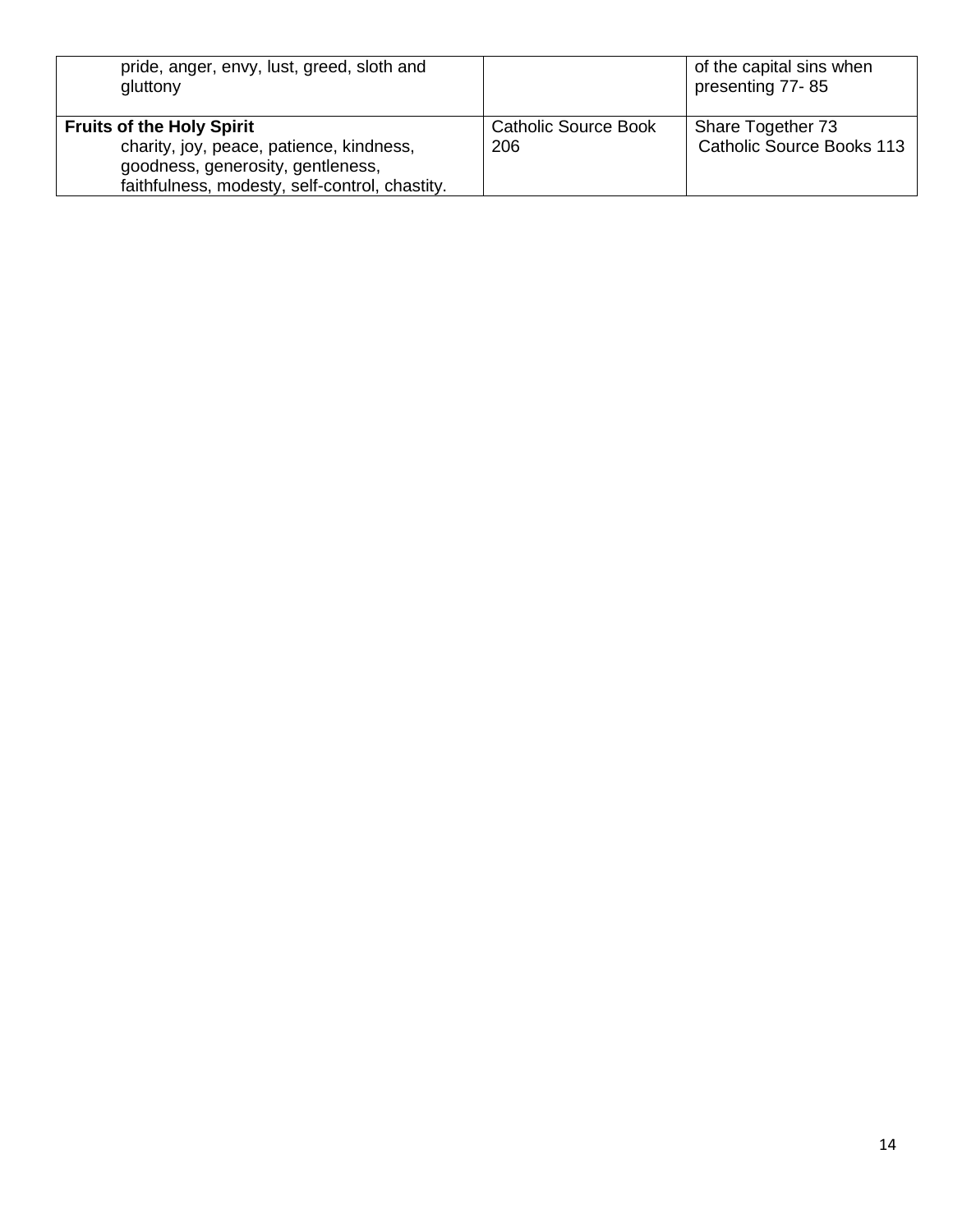| | | |
|---|---|---|
| pride, anger, envy, lust, greed, sloth and gluttony | | of the capital sins when presenting 77- 85 |
| **Fruits of the Holy Spirit**<br>charity, joy, peace, patience, kindness, goodness, generosity, gentleness, faithfulness, modesty, self-control, chastity. | Catholic Source Book 206 | Share Together 73<br>Catholic Source Books 113 |